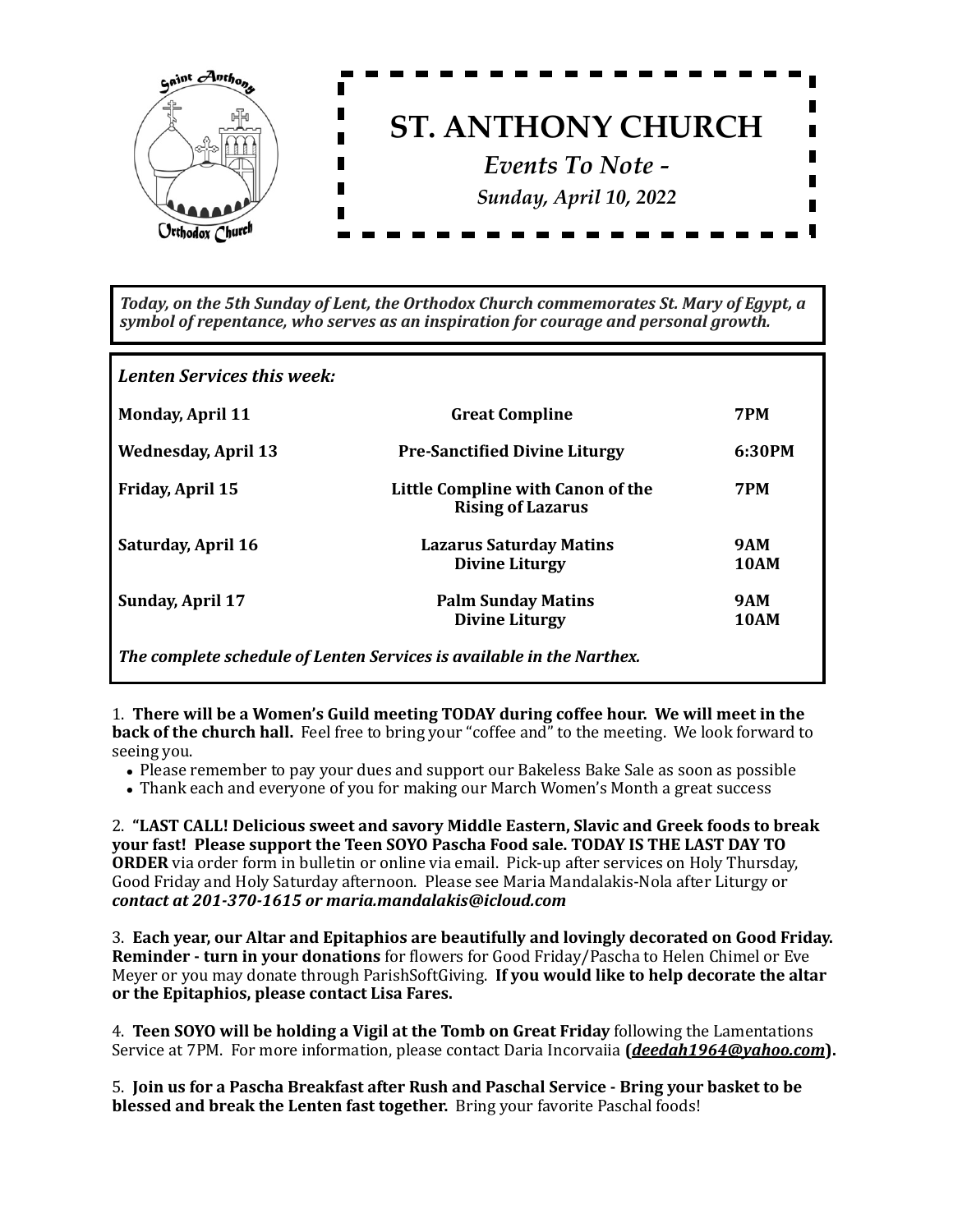# ST. ANTHONY CHURCH

*Events To Note -*

*Sunday, April 10, 2022*

***Today, on the 5th Sunday of Lent, the Orthodox Church commemorates St. Mary of Egypt, a symbol of repentance, who serves as an inspiration for courage and personal growth.***

***Lenten Services this week:***

| | | |
|---|---|---|
| **Monday, April 11** | **Great Compline** | **7PM** |
| **Wednesday, April 13** | **Pre-Sanctified Divine Liturgy** | **6:30PM** |
| **Friday, April 15** | **Little Compline with Canon of the Rising of Lazarus** | **7PM** |
| **Saturday, April 16** | **Lazarus Saturday Matins**<br>**Divine Liturgy** | **9AM**<br>**10AM** |
| **Sunday, April 17** | **Palm Sunday Matins**<br>**Divine Liturgy** | **9AM**<br>**10AM** |

***The complete schedule of Lenten Services is available in the Narthex.***

1. **There will be a Women's Guild meeting TODAY during coffee hour. We will meet in the back of the church hall.** Feel free to bring your "coffee and" to the meeting. We look forward to seeing you.
   - Please remember to pay your dues and support our Bakeless Bake Sale as soon as possible
   - Thank each and everyone of you for making our March Women's Month a great success

2. **"LAST CALL! Delicious sweet and savory Middle Eastern, Slavic and Greek foods to break your fast! Please support the Teen SOYO Pascha Food sale. TODAY IS THE LAST DAY TO ORDER** via order form in bulletin or online via email. Pick-up after services on Holy Thursday, Good Friday and Holy Saturday afternoon. Please see Maria Mandalakis-Nola after Liturgy or ***contact at 201-370-1615 or maria.mandalakis@icloud.com***

3. **Each year, our Altar and Epitaphios are beautifully and lovingly decorated on Good Friday. Reminder - turn in your donations** for flowers for Good Friday/Pascha to Helen Chimel or Eve Meyer or you may donate through ParishSoftGiving. **If you would like to help decorate the altar or the Epitaphios, please contact Lisa Fares.**

4. **Teen SOYO will be holding a Vigil at the Tomb on Great Friday** following the Lamentations Service at 7PM. For more information, please contact Daria Incorvaiia **(*deedah1964@yahoo.com*).**

5. **Join us for a Pascha Breakfast after Rush and Paschal Service - Bring your basket to be blessed and break the Lenten fast together.** Bring your favorite Paschal foods!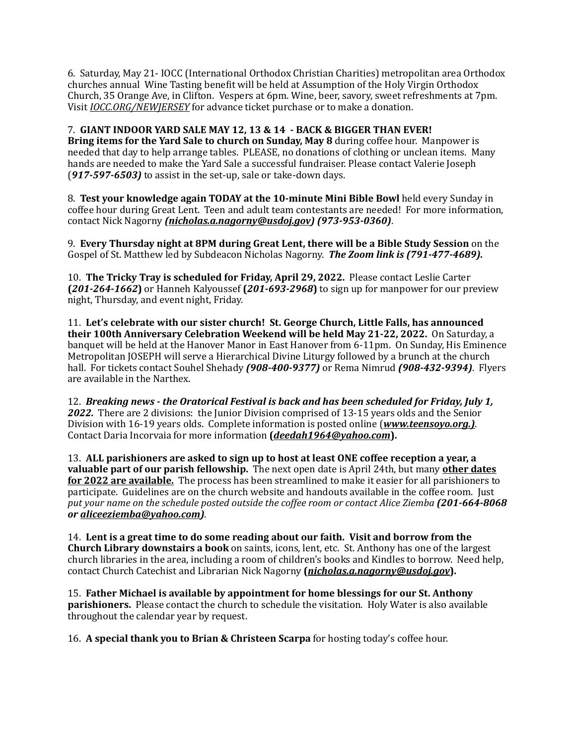6. Saturday, May 21- IOCC (International Orthodox Christian Charities) metropolitan area Orthodox churches annual Wine Tasting benefit will be held at Assumption of the Holy Virgin Orthodox Church, 35 Orange Ave, in Clifton. Vespers at 6pm. Wine, beer, savory, sweet refreshments at 7pm. Visit *IOCC.ORG/NEWJERSEY* for advance ticket purchase or to make a donation.

7. **GIANT INDOOR YARD SALE MAY 12, 13 & 14 - BACK & BIGGER THAN EVER!**
**Bring items for the Yard Sale to church on Sunday, May 8** during coffee hour. Manpower is needed that day to help arrange tables. PLEASE, no donations of clothing or unclean items. Many hands are needed to make the Yard Sale a successful fundraiser. Please contact Valerie Joseph (***917-597-6503)*** to assist in the set-up, sale or take-down days.

8. **Test your knowledge again TODAY at the 10-minute Mini Bible Bowl** held every Sunday in coffee hour during Great Lent. Teen and adult team contestants are needed! For more information, contact Nick Nagorny ***(nicholas.a.nagorny@usdoj.gov) (973-953-0360)***.

9. **Every Thursday night at 8PM during Great Lent, there will be a Bible Study Session** on the Gospel of St. Matthew led by Subdeacon Nicholas Nagorny. ***The Zoom link is (791-477-4689).***

10. **The Tricky Tray is scheduled for Friday, April 29, 2022.** Please contact Leslie Carter **(*201-264-1662*)** or Hanneh Kalyoussef **(*201-693-2968*)** to sign up for manpower for our preview night, Thursday, and event night, Friday.

11. **Let's celebrate with our sister church! St. George Church, Little Falls, has announced their 100th Anniversary Celebration Weekend will be held May 21-22, 2022.** On Saturday, a banquet will be held at the Hanover Manor in East Hanover from 6-11pm. On Sunday, His Eminence Metropolitan JOSEPH will serve a Hierarchical Divine Liturgy followed by a brunch at the church hall. For tickets contact Souhel Shehady ***(908-400-9377)*** or Rema Nimrud ***(908-432-9394)***. Flyers are available in the Narthex.

12. ***Breaking news - the Oratorical Festival is back and has been scheduled for Friday, July 1, 2022.*** There are 2 divisions: the Junior Division comprised of 13-15 years olds and the Senior Division with 16-19 years olds. Complete information is posted online (***www.teensoyo.org.)***. Contact Daria Incorvaia for more information **(*deedah1964@yahoo.com*).**

13. **ALL parishioners are asked to sign up to host at least ONE coffee reception a year, a valuable part of our parish fellowship.** The next open date is April 24th, but many **other dates for 2022 are available.** The process has been streamlined to make it easier for all parishioners to participate. Guidelines are on the church website and handouts available in the coffee room. Just *put your name on the schedule posted outside the coffee room or contact Alice Ziemba **(201-664-8068 or aliceeziemba@yahoo.com)**.*

14. **Lent is a great time to do some reading about our faith. Visit and borrow from the Church Library downstairs a book** on saints, icons, lent, etc. St. Anthony has one of the largest church libraries in the area, including a room of children's books and Kindles to borrow. Need help, contact Church Catechist and Librarian Nick Nagorny **(*nicholas.a.nagorny@usdoj.gov*).**

15. **Father Michael is available by appointment for home blessings for our St. Anthony parishioners.** Please contact the church to schedule the visitation. Holy Water is also available throughout the calendar year by request.

16. **A special thank you to Brian & Christeen Scarpa** for hosting today's coffee hour.